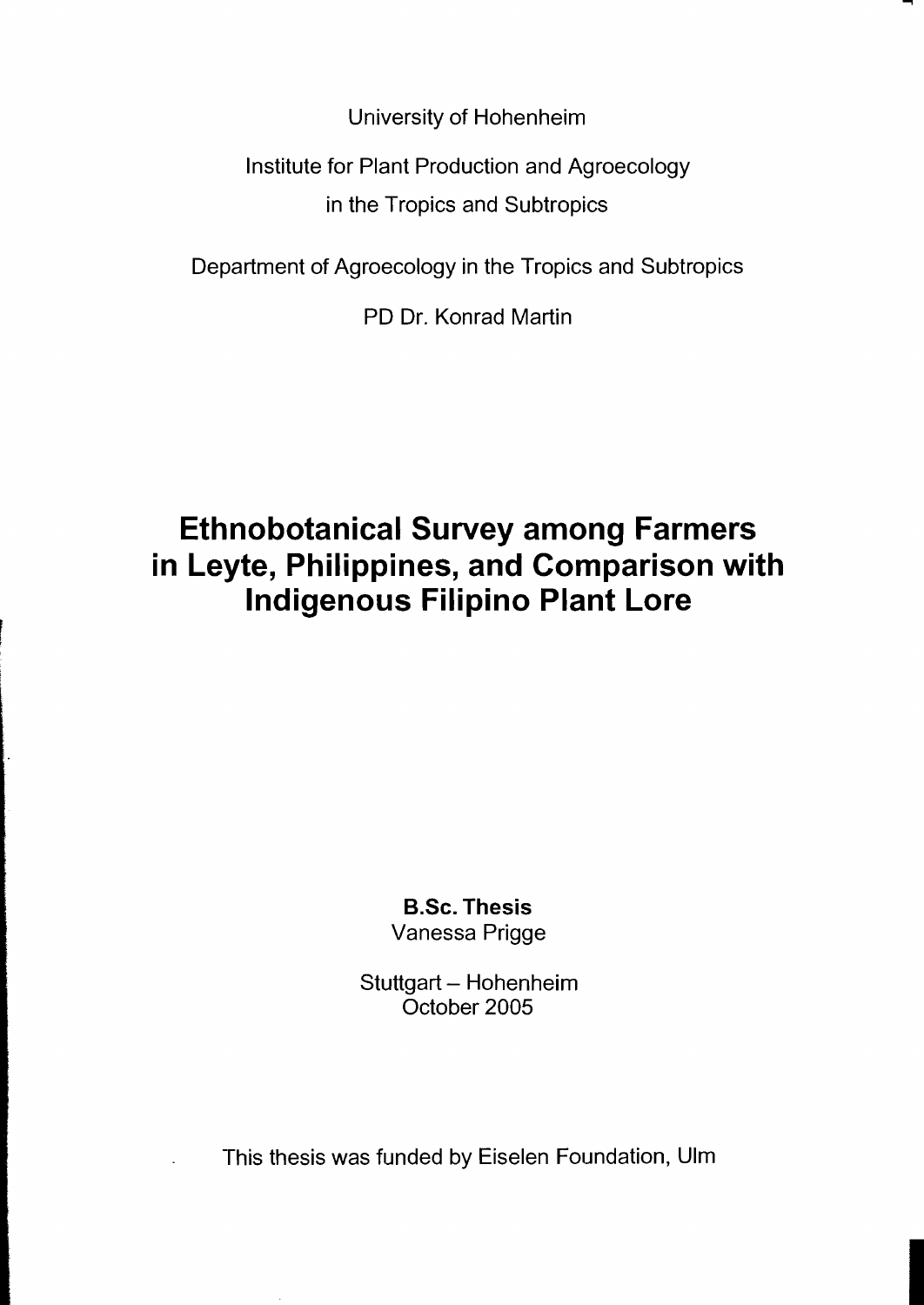University of Hohenheim

Institute for Plant Production and Agroecology
in the Tropics and Subtropics

Department of Agroecology in the Tropics and Subtropics

PD Dr. Konrad Martin

# Ethnobotanical Survey among Farmers in Leyte, Philippines, and Comparison with Indigenous Filipino Plant Lore

**B.Sc. Thesis**
Vanessa Prigge

Stuttgart – Hohenheim
October 2005

This thesis was funded by Eiselen Foundation, Ulm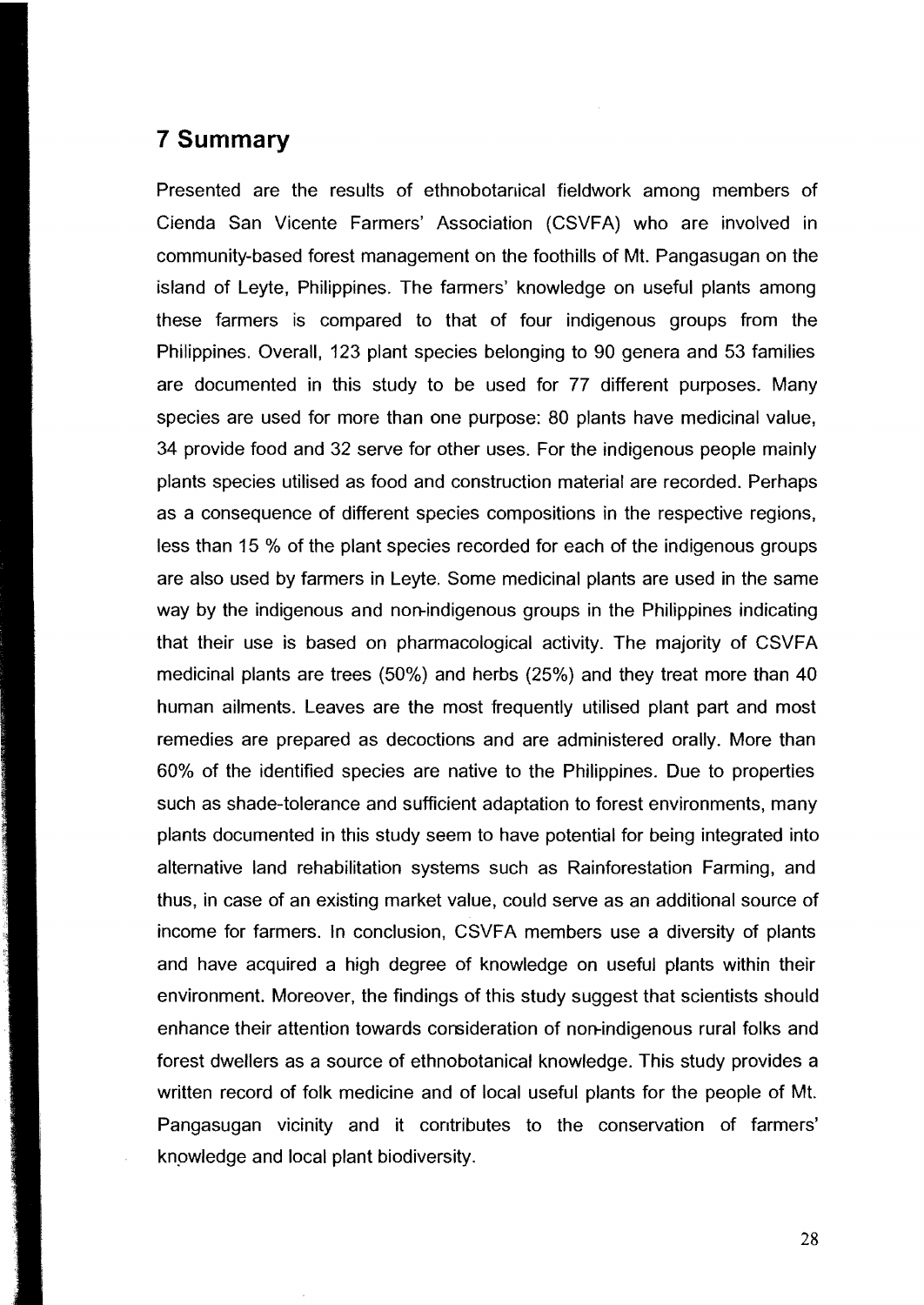## 7 Summary

Presented are the results of ethnobotanical fieldwork among members of Cienda San Vicente Farmers' Association (CSVFA) who are involved in community-based forest management on the foothills of Mt. Pangasugan on the island of Leyte, Philippines. The farmers' knowledge on useful plants among these farmers is compared to that of four indigenous groups from the Philippines. Overall, 123 plant species belonging to 90 genera and 53 families are documented in this study to be used for 77 different purposes. Many species are used for more than one purpose: 80 plants have medicinal value, 34 provide food and 32 serve for other uses. For the indigenous people mainly plants species utilised as food and construction material are recorded. Perhaps as a consequence of different species compositions in the respective regions, less than 15 % of the plant species recorded for each of the indigenous groups are also used by farmers in Leyte. Some medicinal plants are used in the same way by the indigenous and non-indigenous groups in the Philippines indicating that their use is based on pharmacological activity. The majority of CSVFA medicinal plants are trees (50%) and herbs (25%) and they treat more than 40 human ailments. Leaves are the most frequently utilised plant part and most remedies are prepared as decoctions and are administered orally. More than 60% of the identified species are native to the Philippines. Due to properties such as shade-tolerance and sufficient adaptation to forest environments, many plants documented in this study seem to have potential for being integrated into alternative land rehabilitation systems such as Rainforestation Farming, and thus, in case of an existing market value, could serve as an additional source of income for farmers. In conclusion, CSVFA members use a diversity of plants and have acquired a high degree of knowledge on useful plants within their environment. Moreover, the findings of this study suggest that scientists should enhance their attention towards consideration of non-indigenous rural folks and forest dwellers as a source of ethnobotanical knowledge. This study provides a written record of folk medicine and of local useful plants for the people of Mt. Pangasugan vicinity and it contributes to the conservation of farmers' knowledge and local plant biodiversity.